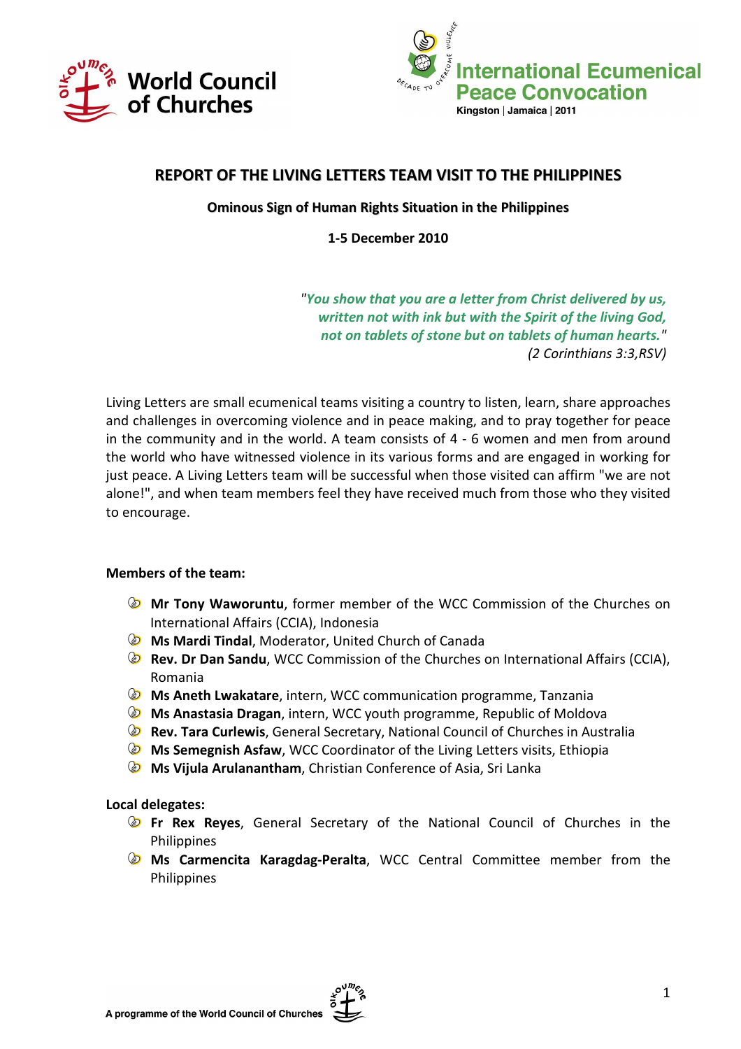World Council of Churches

International Ecumenical Peace Convocation
Kingston | Jamaica | 2011

# REPORT OF THE LIVING LETTERS TEAM VISIT TO THE PHILIPPINES

**Ominous Sign of Human Rights Situation in the Philippines**

**1-5 December 2010**

> "*You show that you are a letter from Christ delivered by us, written not with ink but with the Spirit of the living God, not on tablets of stone but on tablets of human hearts.*"
> *(2 Corinthians 3:3,RSV)*

Living Letters are small ecumenical teams visiting a country to listen, learn, share approaches and challenges in overcoming violence and in peace making, and to pray together for peace in the community and in the world. A team consists of 4 - 6 women and men from around the world who have witnessed violence in its various forms and are engaged in working for just peace. A Living Letters team will be successful when those visited can affirm "we are not alone!", and when team members feel they have received much from those who they visited to encourage.

**Members of the team:**

- **Mr Tony Waworuntu**, former member of the WCC Commission of the Churches on International Affairs (CCIA), Indonesia
- **Ms Mardi Tindal**, Moderator, United Church of Canada
- **Rev. Dr Dan Sandu**, WCC Commission of the Churches on International Affairs (CCIA), Romania
- **Ms Aneth Lwakatare**, intern, WCC communication programme, Tanzania
- **Ms Anastasia Dragan**, intern, WCC youth programme, Republic of Moldova
- **Rev. Tara Curlewis**, General Secretary, National Council of Churches in Australia
- **Ms Semegnish Asfaw**, WCC Coordinator of the Living Letters visits, Ethiopia
- **Ms Vijula Arulanantham**, Christian Conference of Asia, Sri Lanka

**Local delegates:**

- **Fr Rex Reyes**, General Secretary of the National Council of Churches in the Philippines
- **Ms Carmencita Karagdag-Peralta**, WCC Central Committee member from the Philippines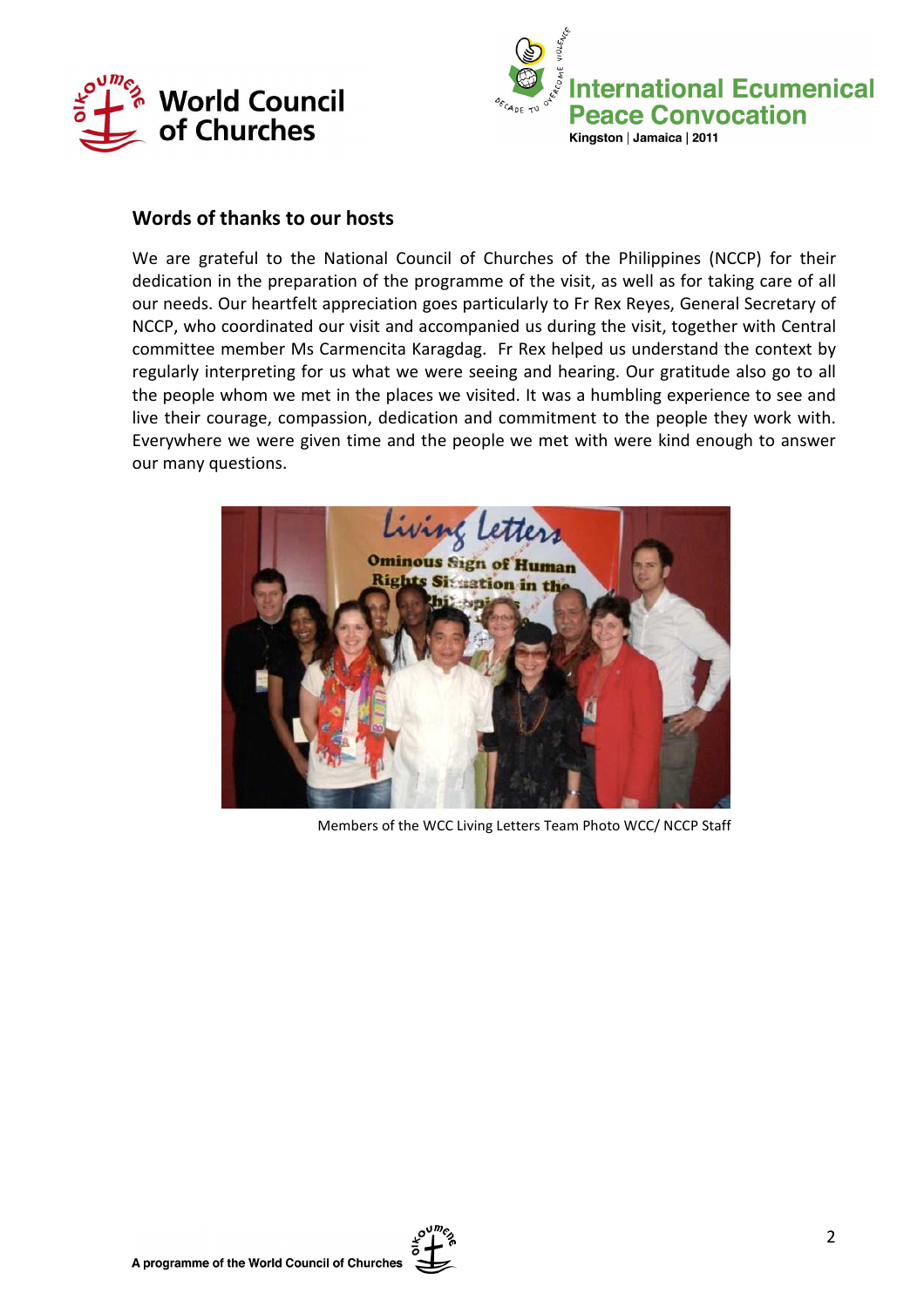## Words of thanks to our hosts

We are grateful to the National Council of Churches of the Philippines (NCCP) for their dedication in the preparation of the programme of the visit, as well as for taking care of all our needs. Our heartfelt appreciation goes particularly to Fr Rex Reyes, General Secretary of NCCP, who coordinated our visit and accompanied us during the visit, together with Central committee member Ms Carmencita Karagdag. Fr Rex helped us understand the context by regularly interpreting for us what we were seeing and hearing. Our gratitude also go to all the people whom we met in the places we visited. It was a humbling experience to see and live their courage, compassion, dedication and commitment to the people they work with. Everywhere we were given time and the people we met with were kind enough to answer our many questions.

Members of the WCC Living Letters Team Photo WCC/ NCCP Staff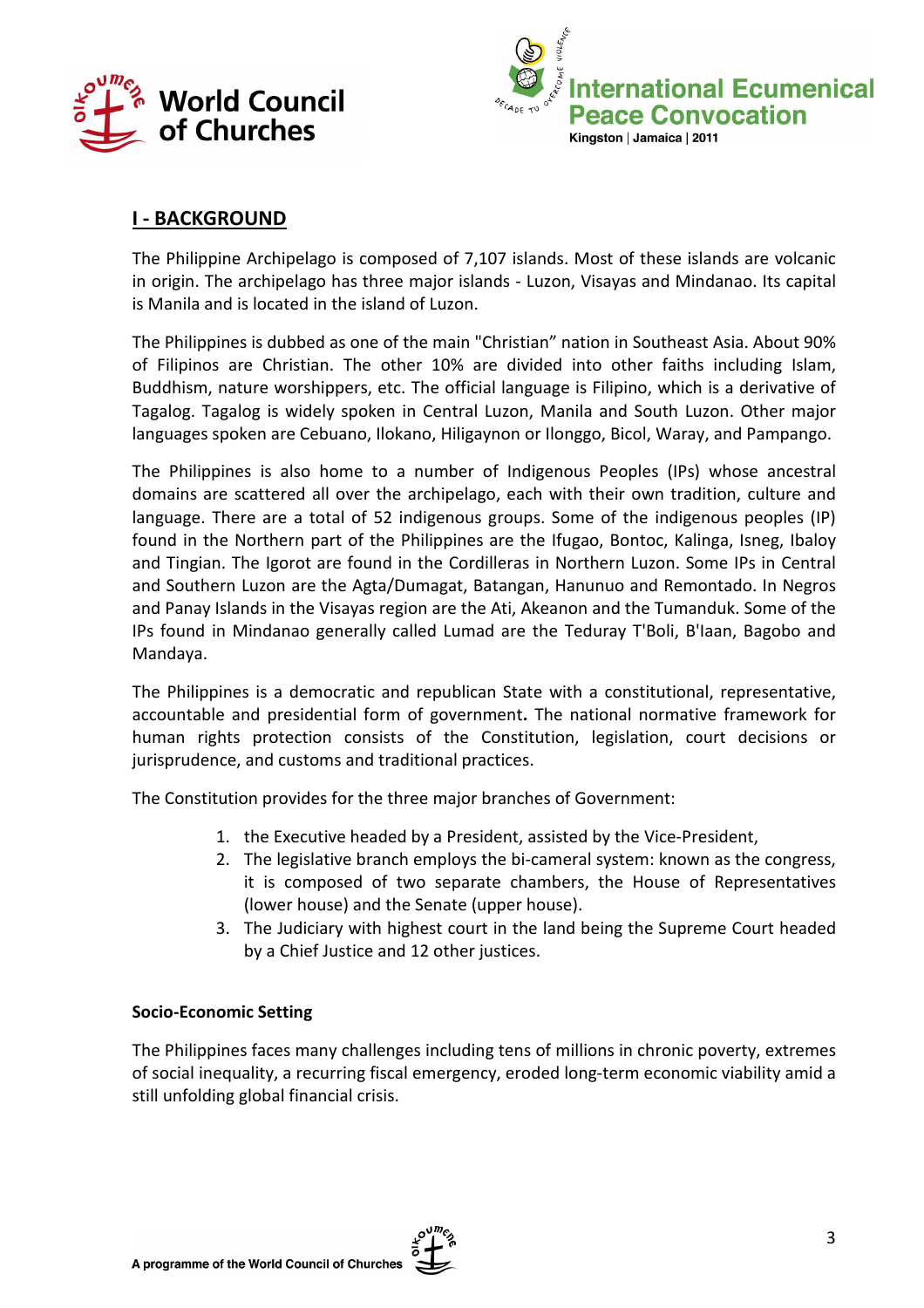## I - BACKGROUND

The Philippine Archipelago is composed of 7,107 islands. Most of these islands are volcanic in origin. The archipelago has three major islands - Luzon, Visayas and Mindanao. Its capital is Manila and is located in the island of Luzon.

The Philippines is dubbed as one of the main "Christian" nation in Southeast Asia. About 90% of Filipinos are Christian. The other 10% are divided into other faiths including Islam, Buddhism, nature worshippers, etc. The official language is Filipino, which is a derivative of Tagalog. Tagalog is widely spoken in Central Luzon, Manila and South Luzon. Other major languages spoken are Cebuano, Ilokano, Hiligaynon or Ilonggo, Bicol, Waray, and Pampango.

The Philippines is also home to a number of Indigenous Peoples (IPs) whose ancestral domains are scattered all over the archipelago, each with their own tradition, culture and language. There are a total of 52 indigenous groups. Some of the indigenous peoples (IP) found in the Northern part of the Philippines are the Ifugao, Bontoc, Kalinga, Isneg, Ibaloy and Tingian. The Igorot are found in the Cordilleras in Northern Luzon. Some IPs in Central and Southern Luzon are the Agta/Dumagat, Batangan, Hanunuo and Remontado. In Negros and Panay Islands in the Visayas region are the Ati, Akeanon and the Tumanduk. Some of the IPs found in Mindanao generally called Lumad are the Teduray T'Boli, B'laan, Bagobo and Mandaya.

The Philippines is a democratic and republican State with a constitutional, representative, accountable and presidential form of government**.** The national normative framework for human rights protection consists of the Constitution, legislation, court decisions or jurisprudence, and customs and traditional practices.

The Constitution provides for the three major branches of Government:

1. the Executive headed by a President, assisted by the Vice-President,
2. The legislative branch employs the bi-cameral system: known as the congress, it is composed of two separate chambers, the House of Representatives (lower house) and the Senate (upper house).
3. The Judiciary with highest court in the land being the Supreme Court headed by a Chief Justice and 12 other justices.

**Socio-Economic Setting**

The Philippines faces many challenges including tens of millions in chronic poverty, extremes of social inequality, a recurring fiscal emergency, eroded long-term economic viability amid a still unfolding global financial crisis.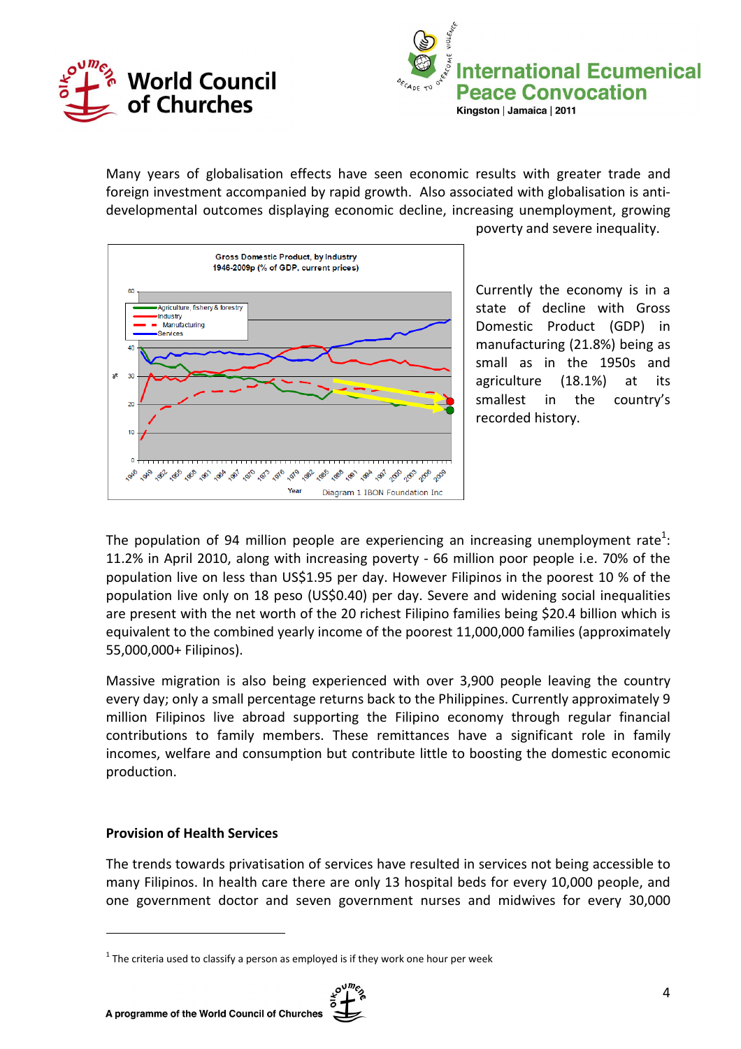Many years of globalisation effects have seen economic results with greater trade and foreign investment accompanied by rapid growth. Also associated with globalisation is anti-developmental outcomes displaying economic decline, increasing unemployment, growing poverty and severe inequality.

Currently the economy is in a state of decline with Gross Domestic Product (GDP) in manufacturing (21.8%) being as small as in the 1950s and agriculture (18.1%) at its smallest in the country's recorded history.

Diagram 1 IBON Foundation Inc

The population of 94 million people are experiencing an increasing unemployment rate[1]: 11.2% in April 2010, along with increasing poverty - 66 million poor people i.e. 70% of the population live on less than US$1.95 per day. However Filipinos in the poorest 10 % of the population live only on 18 peso (US$0.40) per day. Severe and widening social inequalities are present with the net worth of the 20 richest Filipino families being $20.4 billion which is equivalent to the combined yearly income of the poorest 11,000,000 families (approximately 55,000,000+ Filipinos).

Massive migration is also being experienced with over 3,900 people leaving the country every day; only a small percentage returns back to the Philippines. Currently approximately 9 million Filipinos live abroad supporting the Filipino economy through regular financial contributions to family members. These remittances have a significant role in family incomes, welfare and consumption but contribute little to boosting the domestic economic production.

## Provision of Health Services

The trends towards privatisation of services have resulted in services not being accessible to many Filipinos. In health care there are only 13 hospital beds for every 10,000 people, and one government doctor and seven government nurses and midwives for every 30,000

[1] The criteria used to classify a person as employed is if they work one hour per week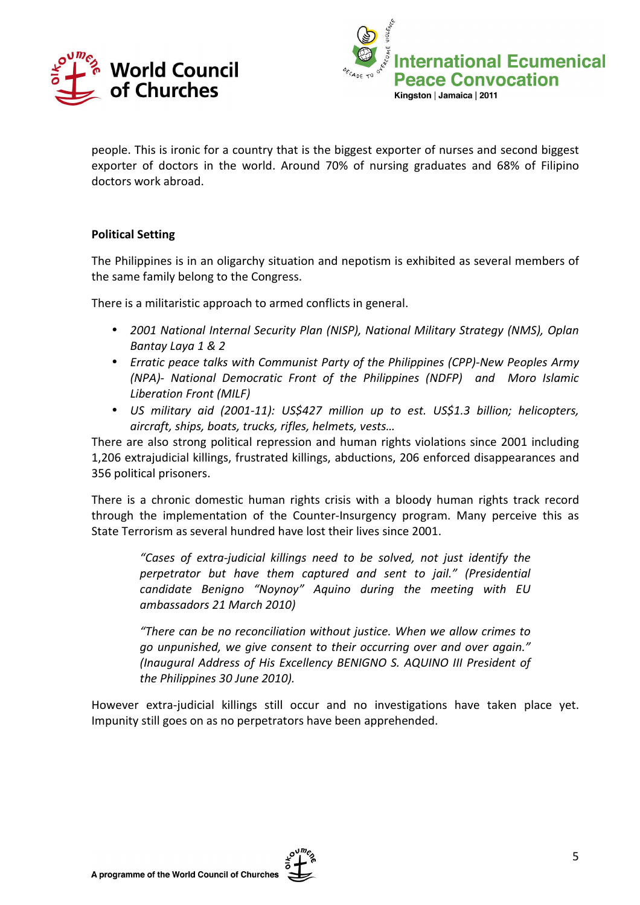people. This is ironic for a country that is the biggest exporter of nurses and second biggest exporter of doctors in the world. Around 70% of nursing graduates and 68% of Filipino doctors work abroad.

**Political Setting**

The Philippines is in an oligarchy situation and nepotism is exhibited as several members of the same family belong to the Congress.

There is a militaristic approach to armed conflicts in general.

- *2001 National Internal Security Plan (NISP), National Military Strategy (NMS), Oplan Bantay Laya 1 & 2*
- *Erratic peace talks with Communist Party of the Philippines (CPP)-New Peoples Army (NPA)- National Democratic Front of the Philippines (NDFP) and Moro Islamic Liberation Front (MILF)*
- *US military aid (2001-11): US$427 million up to est. US$1.3 billion; helicopters, aircraft, ships, boats, trucks, rifles, helmets, vests…*

There are also strong political repression and human rights violations since 2001 including 1,206 extrajudicial killings, frustrated killings, abductions, 206 enforced disappearances and 356 political prisoners.

There is a chronic domestic human rights crisis with a bloody human rights track record through the implementation of the Counter-Insurgency program. Many perceive this as State Terrorism as several hundred have lost their lives since 2001.

> *"Cases of extra-judicial killings need to be solved, not just identify the perpetrator but have them captured and sent to jail." (Presidential candidate Benigno "Noynoy" Aquino during the meeting with EU ambassadors 21 March 2010)*
>
> *"There can be no reconciliation without justice. When we allow crimes to go unpunished, we give consent to their occurring over and over again." (Inaugural Address of His Excellency BENIGNO S. AQUINO III President of the Philippines 30 June 2010).*

However extra-judicial killings still occur and no investigations have taken place yet. Impunity still goes on as no perpetrators have been apprehended.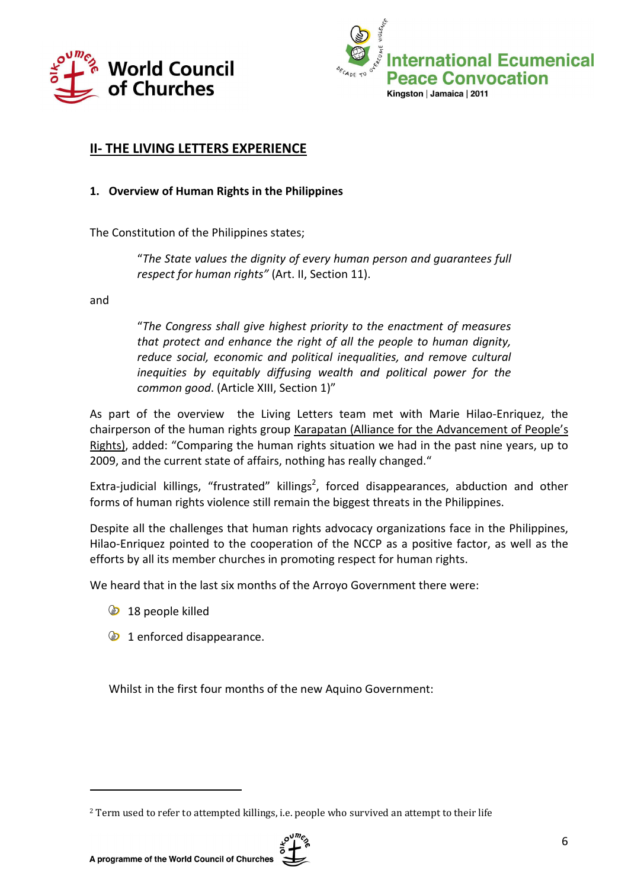## II- THE LIVING LETTERS EXPERIENCE

### 1. Overview of Human Rights in the Philippines

The Constitution of the Philippines states;

> "*The State values the dignity of every human person and guarantees full respect for human rights"* (Art. II, Section 11).

and

> "*The Congress shall give highest priority to the enactment of measures that protect and enhance the right of all the people to human dignity, reduce social, economic and political inequalities, and remove cultural inequities by equitably diffusing wealth and political power for the common good*. (Article XIII, Section 1)"

As part of the overview the Living Letters team met with Marie Hilao-Enriquez, the chairperson of the human rights group Karapatan (Alliance for the Advancement of People's Rights), added: "Comparing the human rights situation we had in the past nine years, up to 2009, and the current state of affairs, nothing has really changed."

Extra-judicial killings, "frustrated" killings[2], forced disappearances, abduction and other forms of human rights violence still remain the biggest threats in the Philippines.

Despite all the challenges that human rights advocacy organizations face in the Philippines, Hilao-Enriquez pointed to the cooperation of the NCCP as a positive factor, as well as the efforts by all its member churches in promoting respect for human rights.

We heard that in the last six months of the Arroyo Government there were:

- 18 people killed
- 1 enforced disappearance.

Whilst in the first four months of the new Aquino Government:

[2] Term used to refer to attempted killings, i.e. people who survived an attempt to their life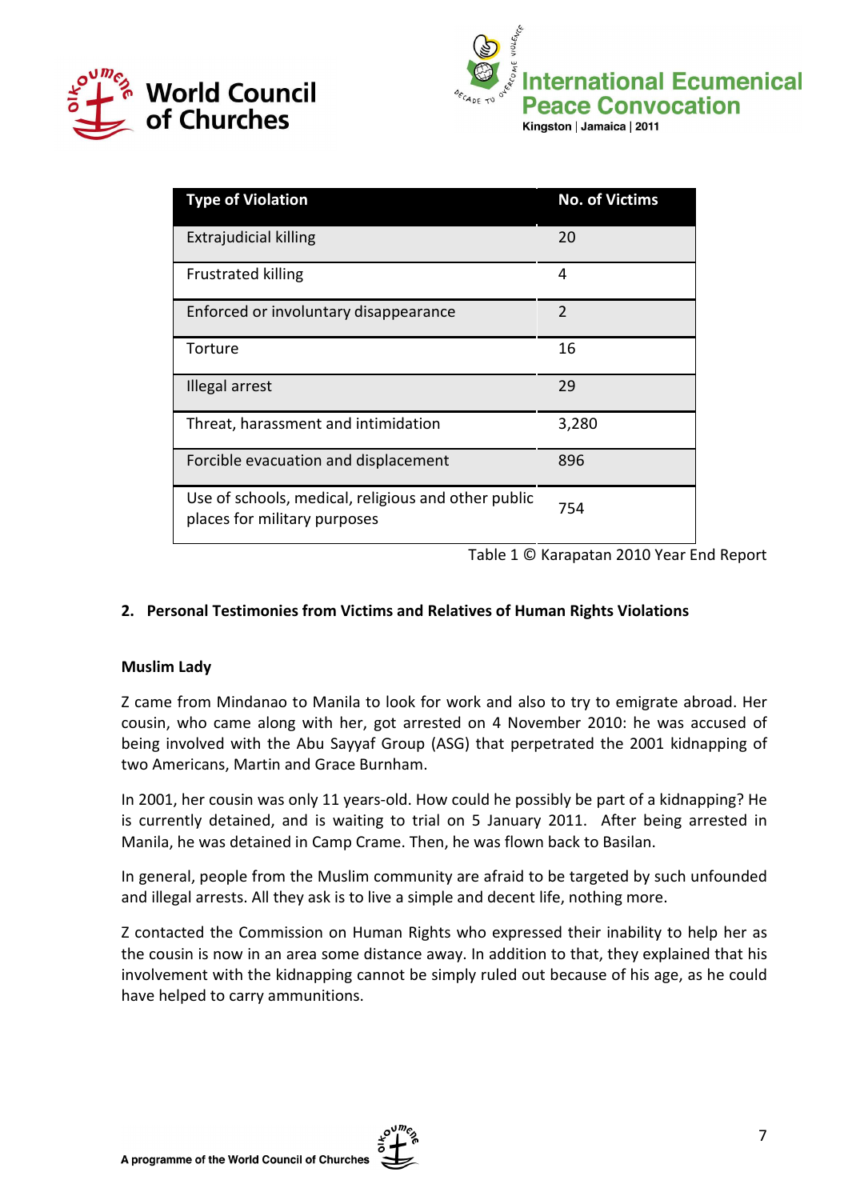| Type of Violation | No. of Victims |
|---|---|
| Extrajudicial killing | 20 |
| Frustrated killing | 4 |
| Enforced or involuntary disappearance | 2 |
| Torture | 16 |
| Illegal arrest | 29 |
| Threat, harassment and intimidation | 3,280 |
| Forcible evacuation and displacement | 896 |
| Use of schools, medical, religious and other public places for military purposes | 754 |

Table 1 © Karapatan 2010 Year End Report

## 2. Personal Testimonies from Victims and Relatives of Human Rights Violations

### Muslim Lady

Z came from Mindanao to Manila to look for work and also to try to emigrate abroad. Her cousin, who came along with her, got arrested on 4 November 2010: he was accused of being involved with the Abu Sayyaf Group (ASG) that perpetrated the 2001 kidnapping of two Americans, Martin and Grace Burnham.

In 2001, her cousin was only 11 years-old. How could he possibly be part of a kidnapping? He is currently detained, and is waiting to trial on 5 January 2011. After being arrested in Manila, he was detained in Camp Crame. Then, he was flown back to Basilan.

In general, people from the Muslim community are afraid to be targeted by such unfounded and illegal arrests. All they ask is to live a simple and decent life, nothing more.

Z contacted the Commission on Human Rights who expressed their inability to help her as the cousin is now in an area some distance away. In addition to that, they explained that his involvement with the kidnapping cannot be simply ruled out because of his age, as he could have helped to carry ammunitions.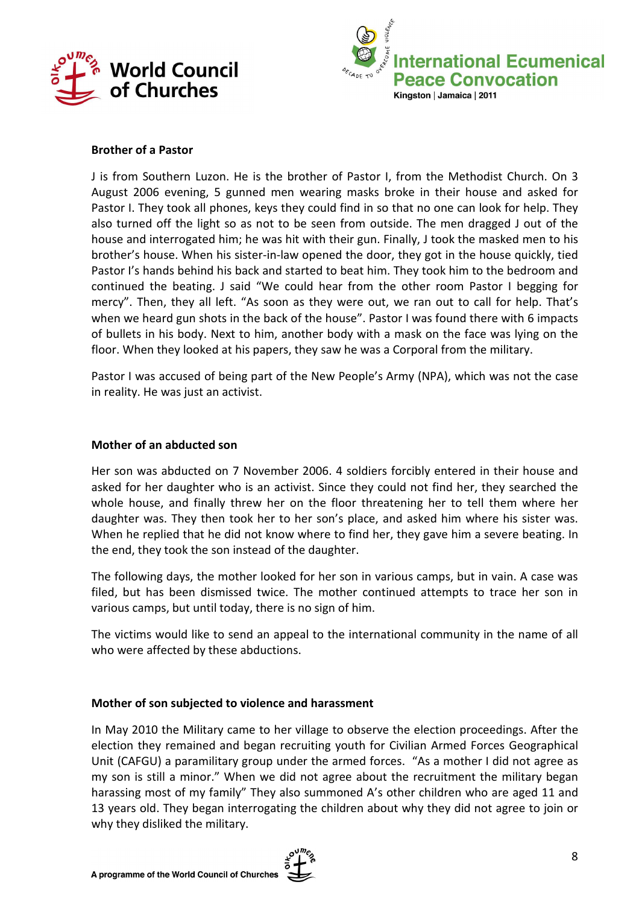### Brother of a Pastor

J is from Southern Luzon. He is the brother of Pastor I, from the Methodist Church. On 3 August 2006 evening, 5 gunned men wearing masks broke in their house and asked for Pastor I. They took all phones, keys they could find in so that no one can look for help. They also turned off the light so as not to be seen from outside. The men dragged J out of the house and interrogated him; he was hit with their gun. Finally, J took the masked men to his brother's house. When his sister-in-law opened the door, they got in the house quickly, tied Pastor I's hands behind his back and started to beat him. They took him to the bedroom and continued the beating. J said "We could hear from the other room Pastor I begging for mercy". Then, they all left. "As soon as they were out, we ran out to call for help. That's when we heard gun shots in the back of the house". Pastor I was found there with 6 impacts of bullets in his body. Next to him, another body with a mask on the face was lying on the floor. When they looked at his papers, they saw he was a Corporal from the military.

Pastor I was accused of being part of the New People's Army (NPA), which was not the case in reality. He was just an activist.

### Mother of an abducted son

Her son was abducted on 7 November 2006. 4 soldiers forcibly entered in their house and asked for her daughter who is an activist. Since they could not find her, they searched the whole house, and finally threw her on the floor threatening her to tell them where her daughter was. They then took her to her son's place, and asked him where his sister was. When he replied that he did not know where to find her, they gave him a severe beating. In the end, they took the son instead of the daughter.

The following days, the mother looked for her son in various camps, but in vain. A case was filed, but has been dismissed twice. The mother continued attempts to trace her son in various camps, but until today, there is no sign of him.

The victims would like to send an appeal to the international community in the name of all who were affected by these abductions.

### Mother of son subjected to violence and harassment

In May 2010 the Military came to her village to observe the election proceedings. After the election they remained and began recruiting youth for Civilian Armed Forces Geographical Unit (CAFGU) a paramilitary group under the armed forces. "As a mother I did not agree as my son is still a minor." When we did not agree about the recruitment the military began harassing most of my family" They also summoned A's other children who are aged 11 and 13 years old. They began interrogating the children about why they did not agree to join or why they disliked the military.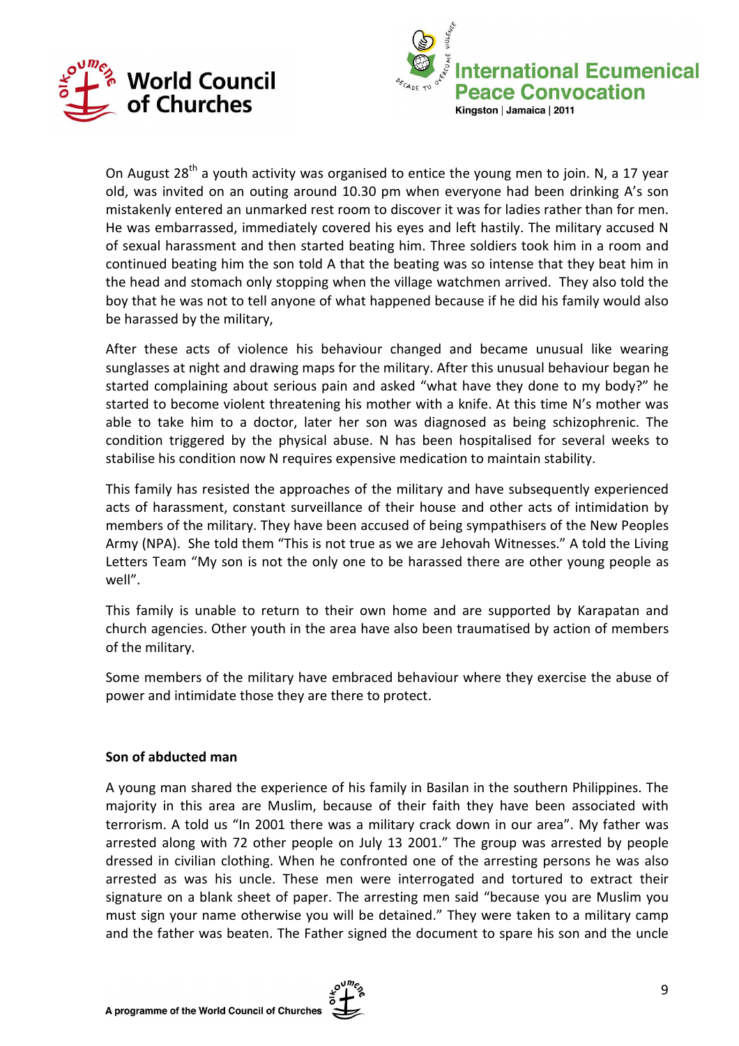On August 28th a youth activity was organised to entice the young men to join. N, a 17 year old, was invited on an outing around 10.30 pm when everyone had been drinking A's son mistakenly entered an unmarked rest room to discover it was for ladies rather than for men. He was embarrassed, immediately covered his eyes and left hastily. The military accused N of sexual harassment and then started beating him. Three soldiers took him in a room and continued beating him the son told A that the beating was so intense that they beat him in the head and stomach only stopping when the village watchmen arrived. They also told the boy that he was not to tell anyone of what happened because if he did his family would also be harassed by the military,

After these acts of violence his behaviour changed and became unusual like wearing sunglasses at night and drawing maps for the military. After this unusual behaviour began he started complaining about serious pain and asked "what have they done to my body?" he started to become violent threatening his mother with a knife. At this time N's mother was able to take him to a doctor, later her son was diagnosed as being schizophrenic. The condition triggered by the physical abuse. N has been hospitalised for several weeks to stabilise his condition now N requires expensive medication to maintain stability.

This family has resisted the approaches of the military and have subsequently experienced acts of harassment, constant surveillance of their house and other acts of intimidation by members of the military. They have been accused of being sympathisers of the New Peoples Army (NPA). She told them "This is not true as we are Jehovah Witnesses." A told the Living Letters Team "My son is not the only one to be harassed there are other young people as well".

This family is unable to return to their own home and are supported by Karapatan and church agencies. Other youth in the area have also been traumatised by action of members of the military.

Some members of the military have embraced behaviour where they exercise the abuse of power and intimidate those they are there to protect.

**Son of abducted man**

A young man shared the experience of his family in Basilan in the southern Philippines. The majority in this area are Muslim, because of their faith they have been associated with terrorism. A told us "In 2001 there was a military crack down in our area". My father was arrested along with 72 other people on July 13 2001." The group was arrested by people dressed in civilian clothing. When he confronted one of the arresting persons he was also arrested as was his uncle. These men were interrogated and tortured to extract their signature on a blank sheet of paper. The arresting men said "because you are Muslim you must sign your name otherwise you will be detained." They were taken to a military camp and the father was beaten. The Father signed the document to spare his son and the uncle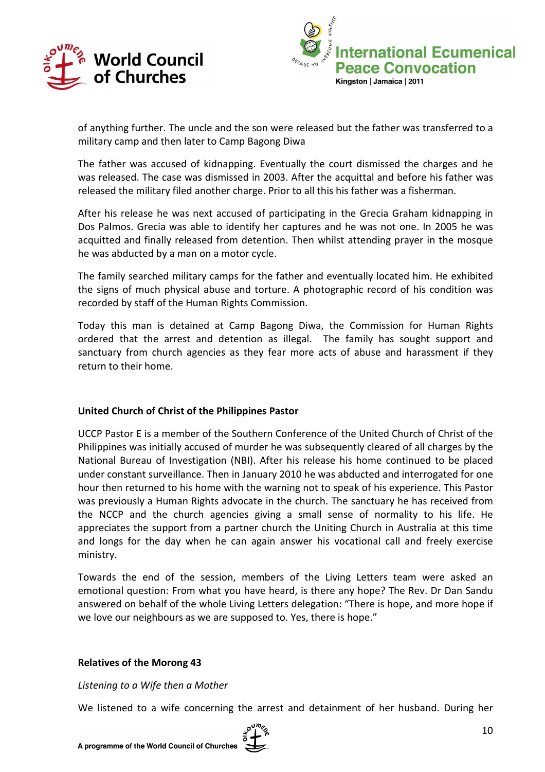of anything further. The uncle and the son were released but the father was transferred to a military camp and then later to Camp Bagong Diwa

The father was accused of kidnapping. Eventually the court dismissed the charges and he was released. The case was dismissed in 2003. After the acquittal and before his father was released the military filed another charge. Prior to all this his father was a fisherman.

After his release he was next accused of participating in the Grecia Graham kidnapping in Dos Palmos. Grecia was able to identify her captures and he was not one. In 2005 he was acquitted and finally released from detention. Then whilst attending prayer in the mosque he was abducted by a man on a motor cycle.

The family searched military camps for the father and eventually located him. He exhibited the signs of much physical abuse and torture. A photographic record of his condition was recorded by staff of the Human Rights Commission.

Today this man is detained at Camp Bagong Diwa, the Commission for Human Rights ordered that the arrest and detention as illegal. The family has sought support and sanctuary from church agencies as they fear more acts of abuse and harassment if they return to their home.

**United Church of Christ of the Philippines Pastor**

UCCP Pastor E is a member of the Southern Conference of the United Church of Christ of the Philippines was initially accused of murder he was subsequently cleared of all charges by the National Bureau of Investigation (NBI). After his release his home continued to be placed under constant surveillance. Then in January 2010 he was abducted and interrogated for one hour then returned to his home with the warning not to speak of his experience. This Pastor was previously a Human Rights advocate in the church. The sanctuary he has received from the NCCP and the church agencies giving a small sense of normality to his life. He appreciates the support from a partner church the Uniting Church in Australia at this time and longs for the day when he can again answer his vocational call and freely exercise ministry.

Towards the end of the session, members of the Living Letters team were asked an emotional question: From what you have heard, is there any hope? The Rev. Dr Dan Sandu answered on behalf of the whole Living Letters delegation: "There is hope, and more hope if we love our neighbours as we are supposed to. Yes, there is hope."

**Relatives of the Morong 43**

*Listening to a Wife then a Mother*

We listened to a wife concerning the arrest and detainment of her husband. During her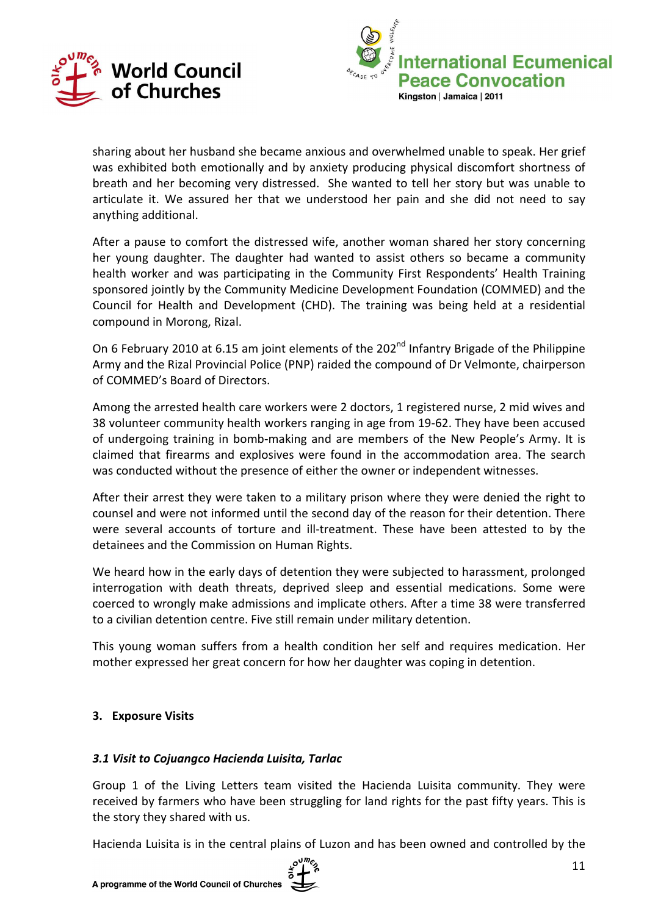sharing about her husband she became anxious and overwhelmed unable to speak. Her grief was exhibited both emotionally and by anxiety producing physical discomfort shortness of breath and her becoming very distressed. She wanted to tell her story but was unable to articulate it. We assured her that we understood her pain and she did not need to say anything additional.

After a pause to comfort the distressed wife, another woman shared her story concerning her young daughter. The daughter had wanted to assist others so became a community health worker and was participating in the Community First Respondents' Health Training sponsored jointly by the Community Medicine Development Foundation (COMMED) and the Council for Health and Development (CHD). The training was being held at a residential compound in Morong, Rizal.

On 6 February 2010 at 6.15 am joint elements of the 202nd Infantry Brigade of the Philippine Army and the Rizal Provincial Police (PNP) raided the compound of Dr Velmonte, chairperson of COMMED's Board of Directors.

Among the arrested health care workers were 2 doctors, 1 registered nurse, 2 mid wives and 38 volunteer community health workers ranging in age from 19-62. They have been accused of undergoing training in bomb-making and are members of the New People's Army. It is claimed that firearms and explosives were found in the accommodation area. The search was conducted without the presence of either the owner or independent witnesses.

After their arrest they were taken to a military prison where they were denied the right to counsel and were not informed until the second day of the reason for their detention. There were several accounts of torture and ill-treatment. These have been attested to by the detainees and the Commission on Human Rights.

We heard how in the early days of detention they were subjected to harassment, prolonged interrogation with death threats, deprived sleep and essential medications. Some were coerced to wrongly make admissions and implicate others. After a time 38 were transferred to a civilian detention centre. Five still remain under military detention.

This young woman suffers from a health condition her self and requires medication. Her mother expressed her great concern for how her daughter was coping in detention.

## 3. Exposure Visits

### *3.1 Visit to Cojuangco Hacienda Luisita, Tarlac*

Group 1 of the Living Letters team visited the Hacienda Luisita community. They were received by farmers who have been struggling for land rights for the past fifty years. This is the story they shared with us.

Hacienda Luisita is in the central plains of Luzon and has been owned and controlled by the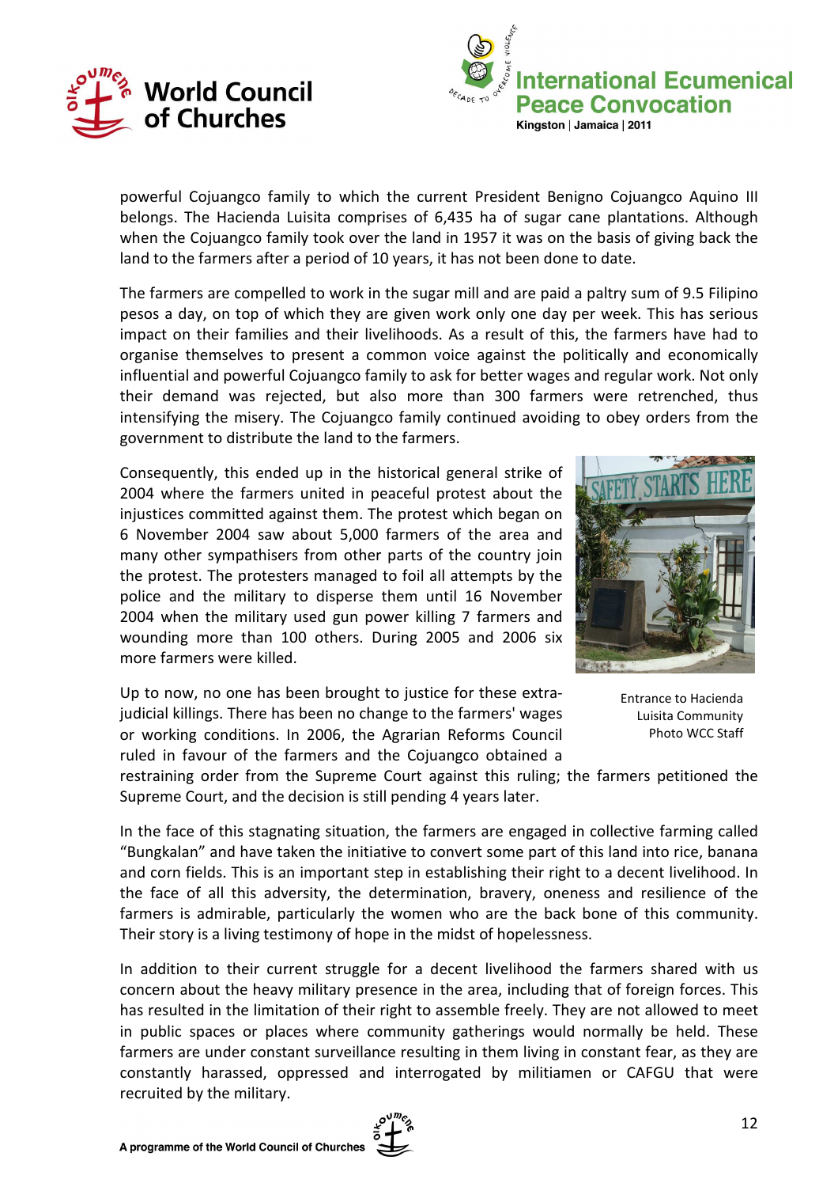powerful Cojuangco family to which the current President Benigno Cojuangco Aquino III belongs. The Hacienda Luisita comprises of 6,435 ha of sugar cane plantations. Although when the Cojuangco family took over the land in 1957 it was on the basis of giving back the land to the farmers after a period of 10 years, it has not been done to date.

The farmers are compelled to work in the sugar mill and are paid a paltry sum of 9.5 Filipino pesos a day, on top of which they are given work only one day per week. This has serious impact on their families and their livelihoods. As a result of this, the farmers have had to organise themselves to present a common voice against the politically and economically influential and powerful Cojuangco family to ask for better wages and regular work. Not only their demand was rejected, but also more than 300 farmers were retrenched, thus intensifying the misery. The Cojuangco family continued avoiding to obey orders from the government to distribute the land to the farmers.

Consequently, this ended up in the historical general strike of 2004 where the farmers united in peaceful protest about the injustices committed against them. The protest which began on 6 November 2004 saw about 5,000 farmers of the area and many other sympathisers from other parts of the country join the protest. The protesters managed to foil all attempts by the police and the military to disperse them until 16 November 2004 when the military used gun power killing 7 farmers and wounding more than 100 others. During 2005 and 2006 six more farmers were killed.

Entrance to Hacienda Luisita Community
Photo WCC Staff

Up to now, no one has been brought to justice for these extra-judicial killings. There has been no change to the farmers' wages or working conditions. In 2006, the Agrarian Reforms Council ruled in favour of the farmers and the Cojuangco obtained a restraining order from the Supreme Court against this ruling; the farmers petitioned the Supreme Court, and the decision is still pending 4 years later.

In the face of this stagnating situation, the farmers are engaged in collective farming called "Bungkalan" and have taken the initiative to convert some part of this land into rice, banana and corn fields. This is an important step in establishing their right to a decent livelihood. In the face of all this adversity, the determination, bravery, oneness and resilience of the farmers is admirable, particularly the women who are the back bone of this community. Their story is a living testimony of hope in the midst of hopelessness.

In addition to their current struggle for a decent livelihood the farmers shared with us concern about the heavy military presence in the area, including that of foreign forces. This has resulted in the limitation of their right to assemble freely. They are not allowed to meet in public spaces or places where community gatherings would normally be held. These farmers are under constant surveillance resulting in them living in constant fear, as they are constantly harassed, oppressed and interrogated by militiamen or CAFGU that were recruited by the military.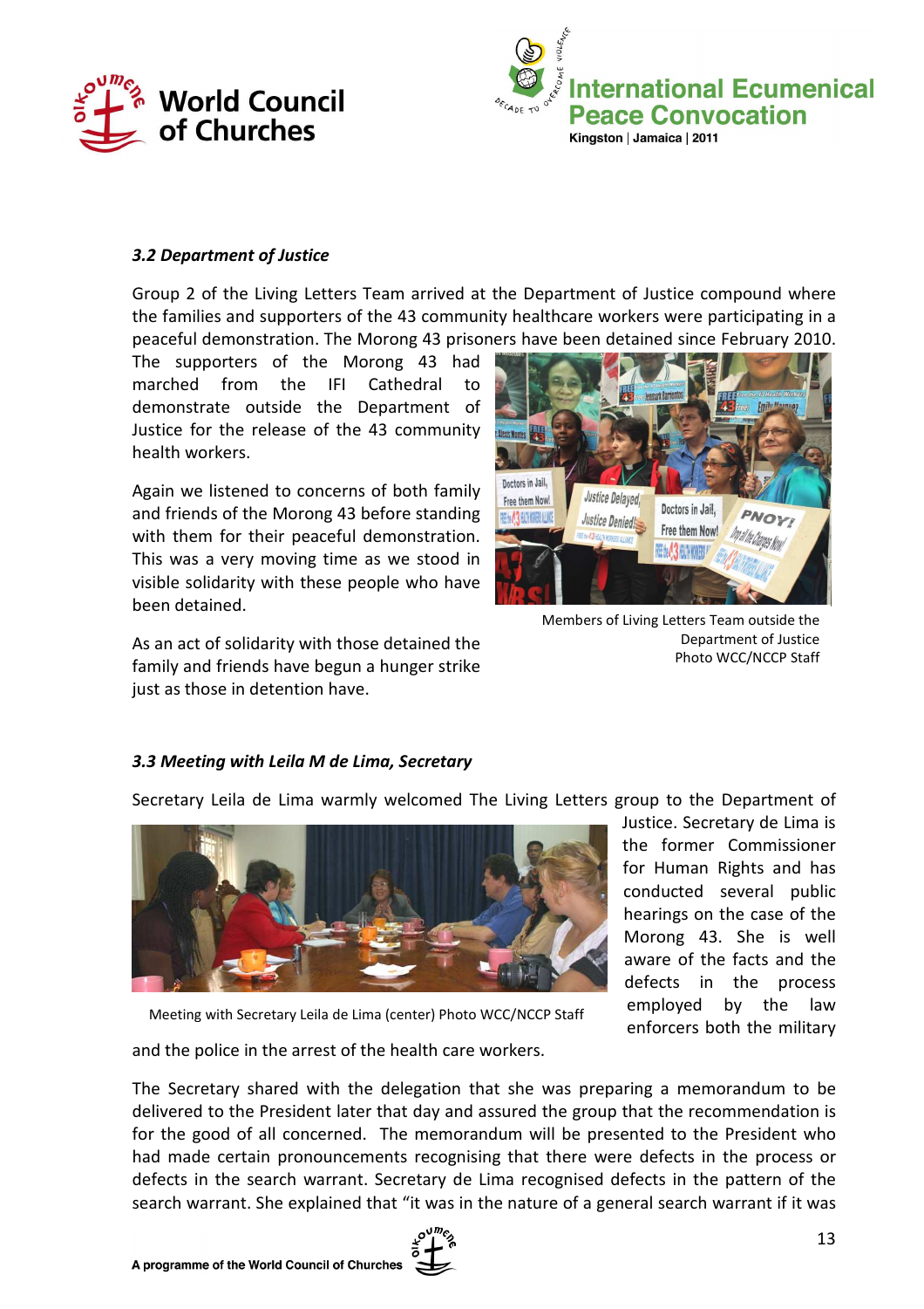### *3.2 Department of Justice*

Group 2 of the Living Letters Team arrived at the Department of Justice compound where the families and supporters of the 43 community healthcare workers were participating in a peaceful demonstration. The Morong 43 prisoners have been detained since February 2010. The supporters of the Morong 43 had marched from the IFI Cathedral to demonstrate outside the Department of Justice for the release of the 43 community health workers.

Again we listened to concerns of both family and friends of the Morong 43 before standing with them for their peaceful demonstration. This was a very moving time as we stood in visible solidarity with these people who have been detained.

As an act of solidarity with those detained the family and friends have begun a hunger strike just as those in detention have.

Members of Living Letters Team outside the Department of Justice
Photo WCC/NCCP Staff

### *3.3 Meeting with Leila M de Lima, Secretary*

Secretary Leila de Lima warmly welcomed The Living Letters group to the Department of Justice. Secretary de Lima is the former Commissioner for Human Rights and has conducted several public hearings on the case of the Morong 43. She is well aware of the facts and the defects in the process employed by the law enforcers both the military and the police in the arrest of the health care workers.

Meeting with Secretary Leila de Lima (center) Photo WCC/NCCP Staff

The Secretary shared with the delegation that she was preparing a memorandum to be delivered to the President later that day and assured the group that the recommendation is for the good of all concerned. The memorandum will be presented to the President who had made certain pronouncements recognising that there were defects in the process or defects in the search warrant. Secretary de Lima recognised defects in the pattern of the search warrant. She explained that "it was in the nature of a general search warrant if it was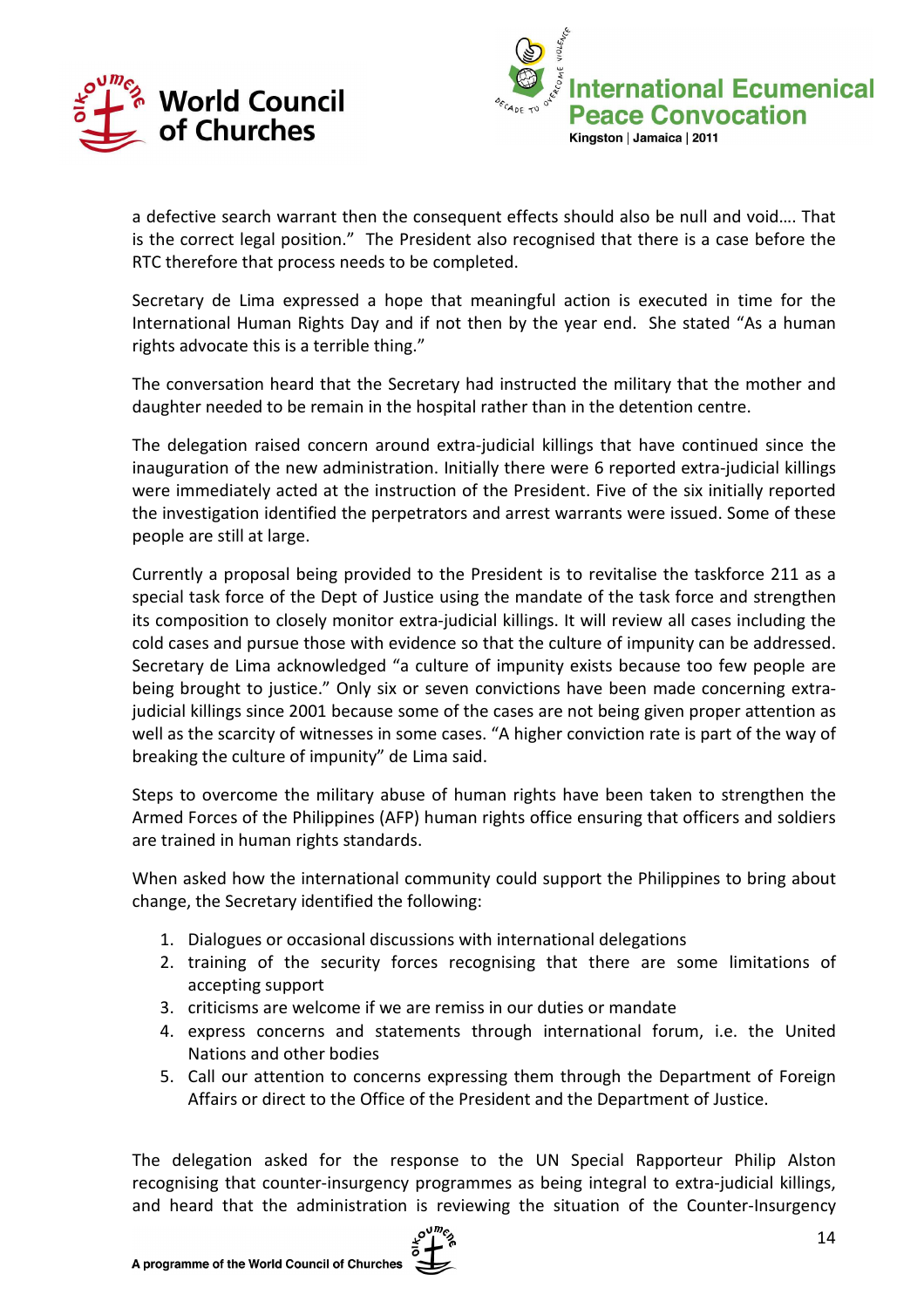a defective search warrant then the consequent effects should also be null and void…. That is the correct legal position.” The President also recognised that there is a case before the RTC therefore that process needs to be completed.

Secretary de Lima expressed a hope that meaningful action is executed in time for the International Human Rights Day and if not then by the year end. She stated “As a human rights advocate this is a terrible thing.”

The conversation heard that the Secretary had instructed the military that the mother and daughter needed to be remain in the hospital rather than in the detention centre.

The delegation raised concern around extra-judicial killings that have continued since the inauguration of the new administration. Initially there were 6 reported extra-judicial killings were immediately acted at the instruction of the President. Five of the six initially reported the investigation identified the perpetrators and arrest warrants were issued. Some of these people are still at large.

Currently a proposal being provided to the President is to revitalise the taskforce 211 as a special task force of the Dept of Justice using the mandate of the task force and strengthen its composition to closely monitor extra-judicial killings. It will review all cases including the cold cases and pursue those with evidence so that the culture of impunity can be addressed. Secretary de Lima acknowledged “a culture of impunity exists because too few people are being brought to justice.” Only six or seven convictions have been made concerning extra-judicial killings since 2001 because some of the cases are not being given proper attention as well as the scarcity of witnesses in some cases. “A higher conviction rate is part of the way of breaking the culture of impunity” de Lima said.

Steps to overcome the military abuse of human rights have been taken to strengthen the Armed Forces of the Philippines (AFP) human rights office ensuring that officers and soldiers are trained in human rights standards.

When asked how the international community could support the Philippines to bring about change, the Secretary identified the following:

1. Dialogues or occasional discussions with international delegations
2. training of the security forces recognising that there are some limitations of accepting support
3. criticisms are welcome if we are remiss in our duties or mandate
4. express concerns and statements through international forum, i.e. the United Nations and other bodies
5. Call our attention to concerns expressing them through the Department of Foreign Affairs or direct to the Office of the President and the Department of Justice.

The delegation asked for the response to the UN Special Rapporteur Philip Alston recognising that counter-insurgency programmes as being integral to extra-judicial killings, and heard that the administration is reviewing the situation of the Counter-Insurgency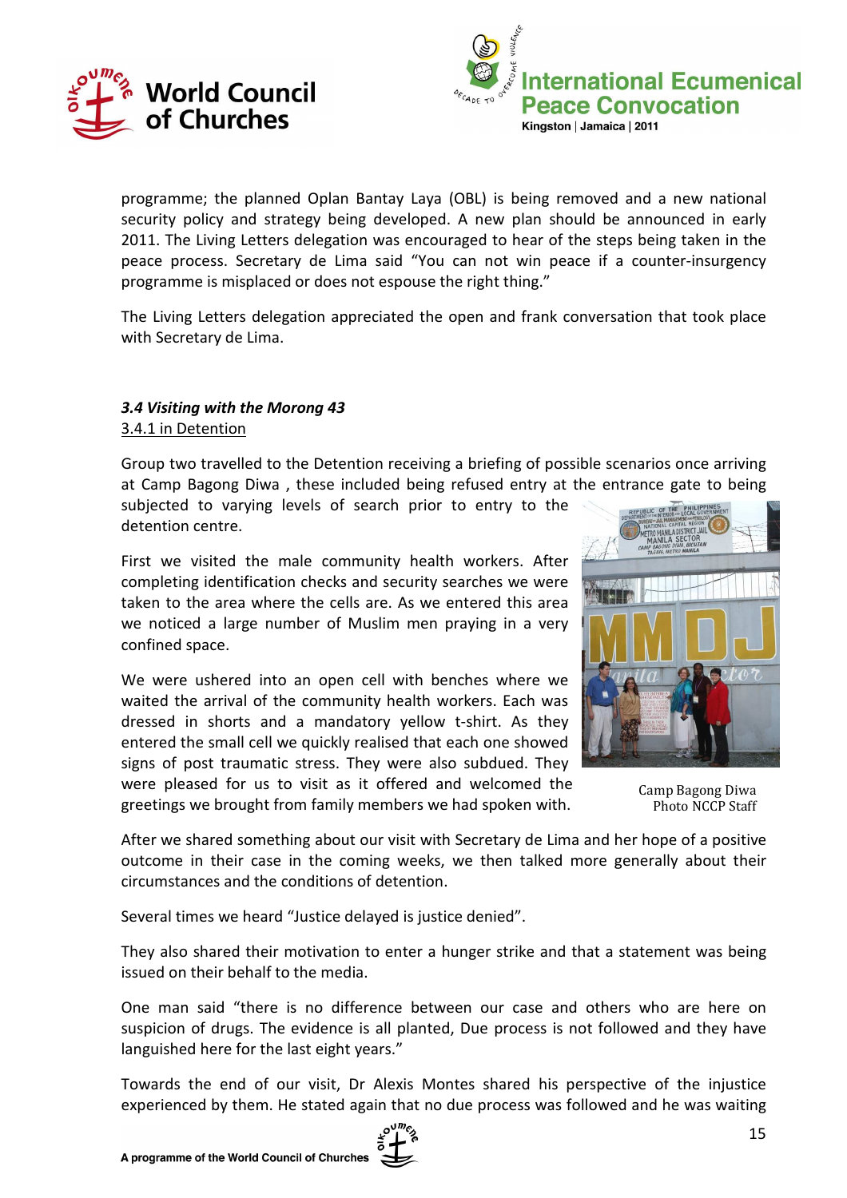programme; the planned Oplan Bantay Laya (OBL) is being removed and a new national security policy and strategy being developed. A new plan should be announced in early 2011. The Living Letters delegation was encouraged to hear of the steps being taken in the peace process. Secretary de Lima said "You can not win peace if a counter-insurgency programme is misplaced or does not espouse the right thing."

The Living Letters delegation appreciated the open and frank conversation that took place with Secretary de Lima.

### *3.4 Visiting with the Morong 43*

#### 3.4.1 in Detention

Group two travelled to the Detention receiving a briefing of possible scenarios once arriving at Camp Bagong Diwa , these included being refused entry at the entrance gate to being subjected to varying levels of search prior to entry to the detention centre.

First we visited the male community health workers. After completing identification checks and security searches we were taken to the area where the cells are. As we entered this area we noticed a large number of Muslim men praying in a very confined space.

We were ushered into an open cell with benches where we waited the arrival of the community health workers. Each was dressed in shorts and a mandatory yellow t-shirt. As they entered the small cell we quickly realised that each one showed signs of post traumatic stress. They were also subdued. They were pleased for us to visit as it offered and welcomed the greetings we brought from family members we had spoken with.

Camp Bagong Diwa
Photo NCCP Staff

After we shared something about our visit with Secretary de Lima and her hope of a positive outcome in their case in the coming weeks, we then talked more generally about their circumstances and the conditions of detention.

Several times we heard "Justice delayed is justice denied".

They also shared their motivation to enter a hunger strike and that a statement was being issued on their behalf to the media.

One man said "there is no difference between our case and others who are here on suspicion of drugs. The evidence is all planted, Due process is not followed and they have languished here for the last eight years."

Towards the end of our visit, Dr Alexis Montes shared his perspective of the injustice experienced by them. He stated again that no due process was followed and he was waiting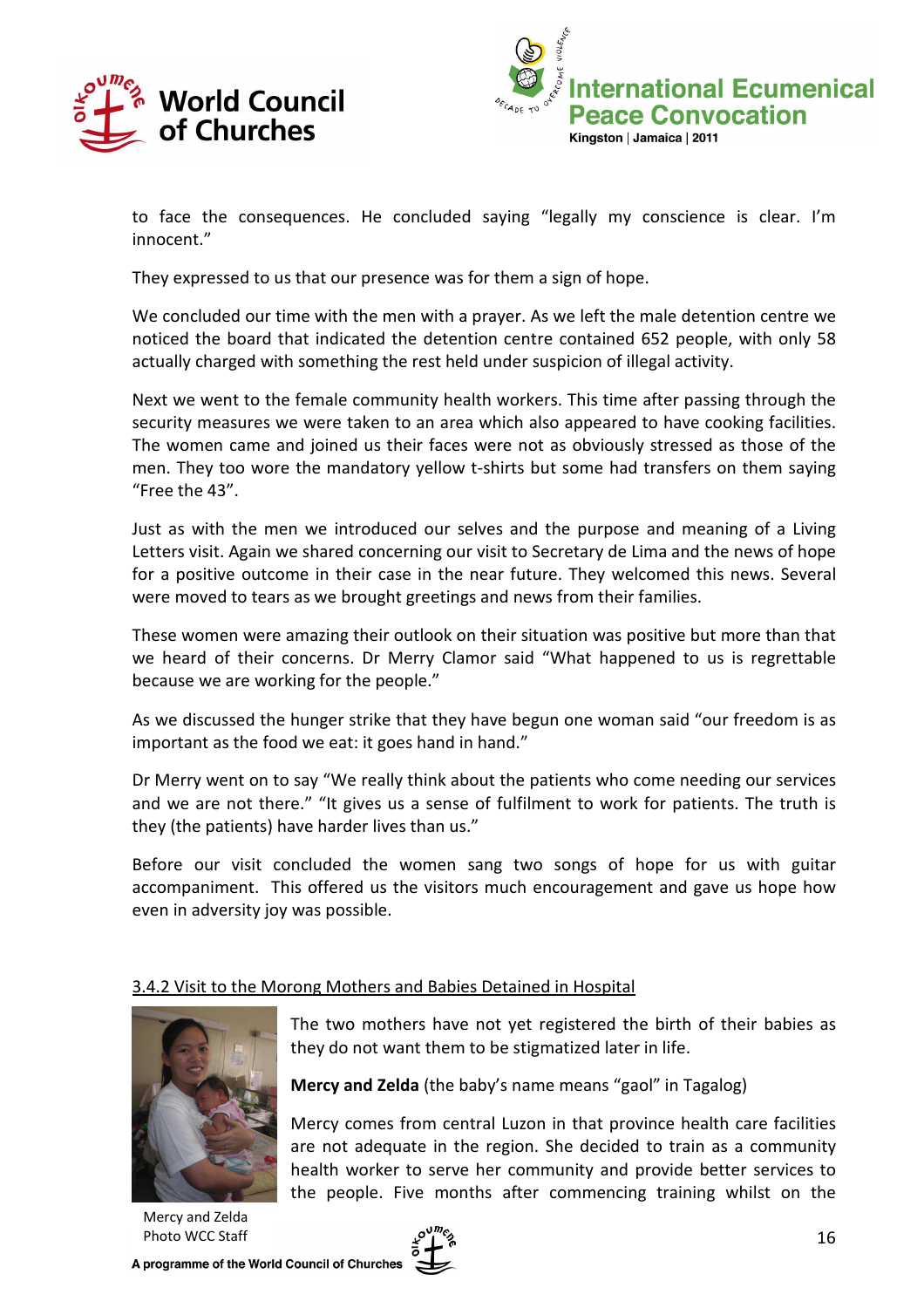to face the consequences. He concluded saying "legally my conscience is clear. I'm innocent."

They expressed to us that our presence was for them a sign of hope.

We concluded our time with the men with a prayer. As we left the male detention centre we noticed the board that indicated the detention centre contained 652 people, with only 58 actually charged with something the rest held under suspicion of illegal activity.

Next we went to the female community health workers. This time after passing through the security measures we were taken to an area which also appeared to have cooking facilities. The women came and joined us their faces were not as obviously stressed as those of the men. They too wore the mandatory yellow t-shirts but some had transfers on them saying "Free the 43".

Just as with the men we introduced our selves and the purpose and meaning of a Living Letters visit. Again we shared concerning our visit to Secretary de Lima and the news of hope for a positive outcome in their case in the near future. They welcomed this news. Several were moved to tears as we brought greetings and news from their families.

These women were amazing their outlook on their situation was positive but more than that we heard of their concerns. Dr Merry Clamor said "What happened to us is regrettable because we are working for the people."

As we discussed the hunger strike that they have begun one woman said "our freedom is as important as the food we eat: it goes hand in hand."

Dr Merry went on to say "We really think about the patients who come needing our services and we are not there." "It gives us a sense of fulfilment to work for patients. The truth is they (the patients) have harder lives than us."

Before our visit concluded the women sang two songs of hope for us with guitar accompaniment. This offered us the visitors much encouragement and gave us hope how even in adversity joy was possible.

### 3.4.2 Visit to the Morong Mothers and Babies Detained in Hospital

The two mothers have not yet registered the birth of their babies as they do not want them to be stigmatized later in life.

**Mercy and Zelda** (the baby's name means "gaol" in Tagalog)

Mercy comes from central Luzon in that province health care facilities are not adequate in the region. She decided to train as a community health worker to serve her community and provide better services to the people. Five months after commencing training whilst on the

Mercy and Zelda
Photo WCC Staff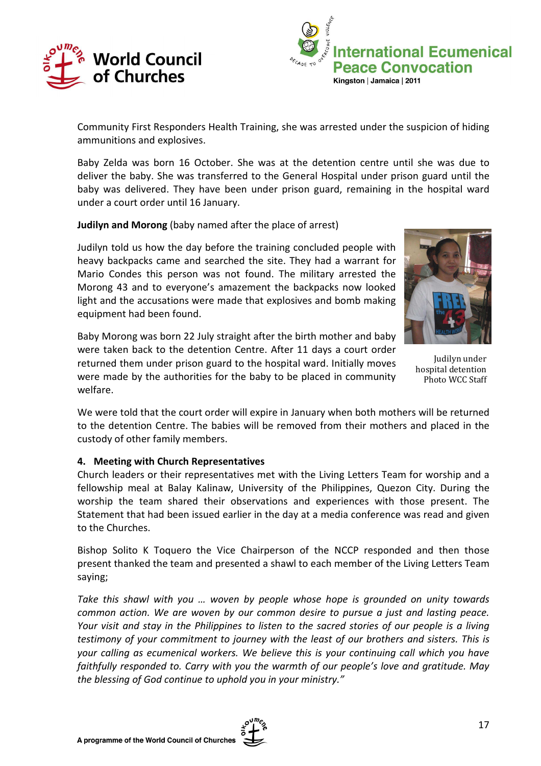Community First Responders Health Training, she was arrested under the suspicion of hiding ammunitions and explosives.

Baby Zelda was born 16 October. She was at the detention centre until she was due to deliver the baby. She was transferred to the General Hospital under prison guard until the baby was delivered. They have been under prison guard, remaining in the hospital ward under a court order until 16 January.

**Judilyn and Morong** (baby named after the place of arrest)

Judilyn told us how the day before the training concluded people with heavy backpacks came and searched the site. They had a warrant for Mario Condes this person was not found. The military arrested the Morong 43 and to everyone's amazement the backpacks now looked light and the accusations were made that explosives and bomb making equipment had been found.

Baby Morong was born 22 July straight after the birth mother and baby were taken back to the detention Centre. After 11 days a court order returned them under prison guard to the hospital ward. Initially moves were made by the authorities for the baby to be placed in community welfare.

Judilyn under hospital detention Photo WCC Staff

We were told that the court order will expire in January when both mothers will be returned to the detention Centre. The babies will be removed from their mothers and placed in the custody of other family members.

## 4. Meeting with Church Representatives

Church leaders or their representatives met with the Living Letters Team for worship and a fellowship meal at Balay Kalinaw, University of the Philippines, Quezon City. During the worship the team shared their observations and experiences with those present. The Statement that had been issued earlier in the day at a media conference was read and given to the Churches.

Bishop Solito K Toquero the Vice Chairperson of the NCCP responded and then those present thanked the team and presented a shawl to each member of the Living Letters Team saying;

*Take this shawl with you … woven by people whose hope is grounded on unity towards common action. We are woven by our common desire to pursue a just and lasting peace. Your visit and stay in the Philippines to listen to the sacred stories of our people is a living testimony of your commitment to journey with the least of our brothers and sisters. This is your calling as ecumenical workers. We believe this is your continuing call which you have faithfully responded to. Carry with you the warmth of our people's love and gratitude. May the blessing of God continue to uphold you in your ministry."*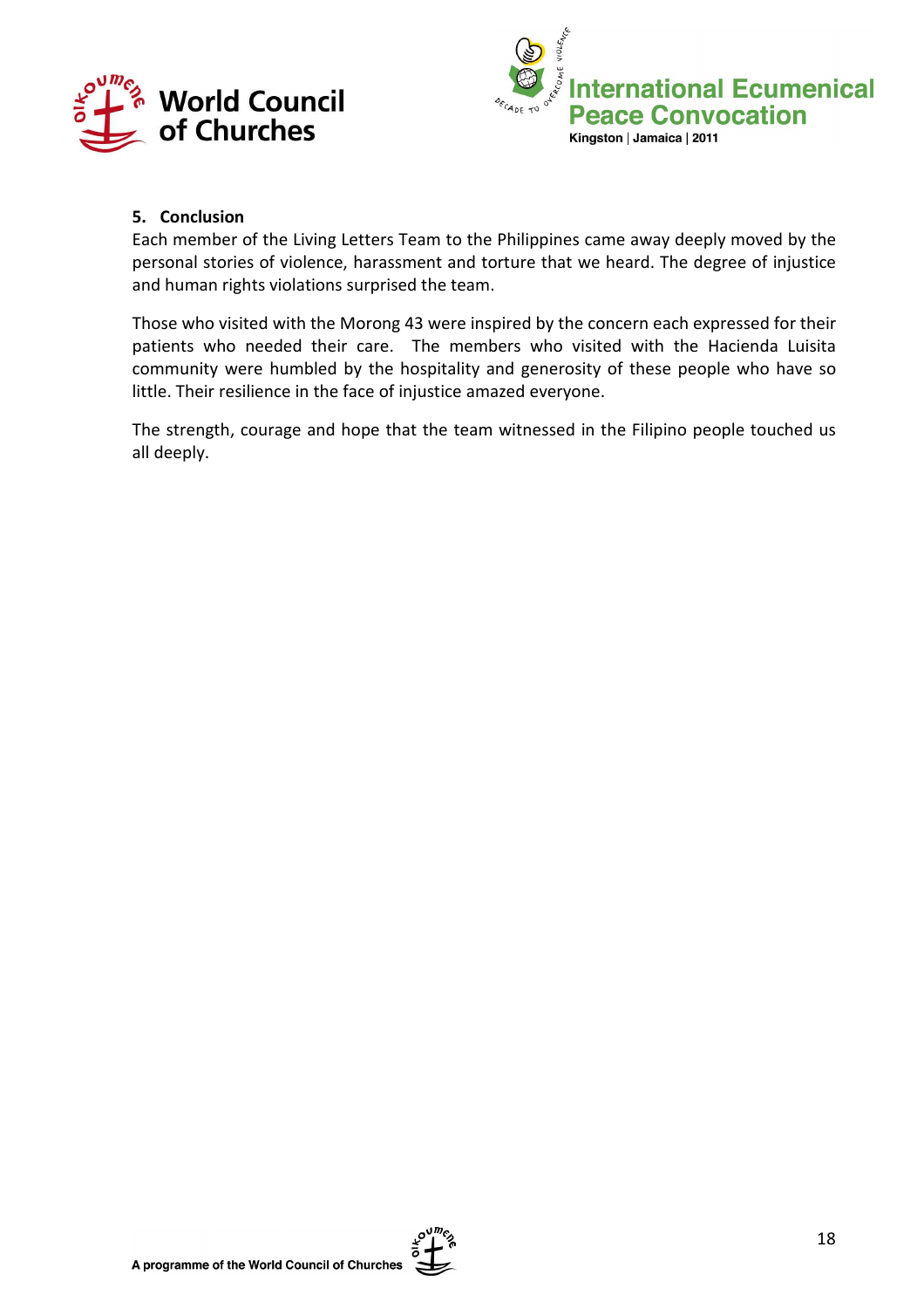## 5. Conclusion

Each member of the Living Letters Team to the Philippines came away deeply moved by the personal stories of violence, harassment and torture that we heard. The degree of injustice and human rights violations surprised the team.

Those who visited with the Morong 43 were inspired by the concern each expressed for their patients who needed their care. The members who visited with the Hacienda Luisita community were humbled by the hospitality and generosity of these people who have so little. Their resilience in the face of injustice amazed everyone.

The strength, courage and hope that the team witnessed in the Filipino people touched us all deeply.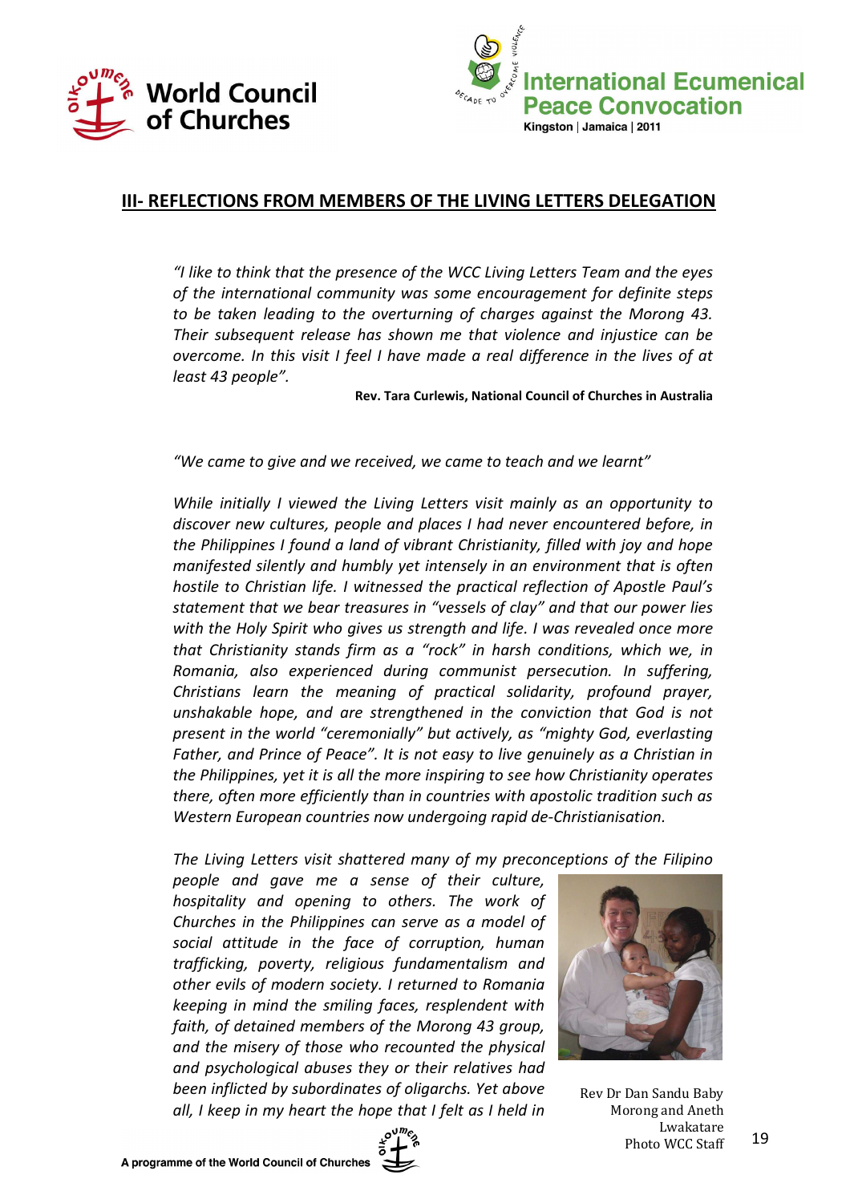## III- REFLECTIONS FROM MEMBERS OF THE LIVING LETTERS DELEGATION

*"I like to think that the presence of the WCC Living Letters Team and the eyes of the international community was some encouragement for definite steps to be taken leading to the overturning of charges against the Morong 43. Their subsequent release has shown me that violence and injustice can be overcome. In this visit I feel I have made a real difference in the lives of at least 43 people".*

**Rev. Tara Curlewis, National Council of Churches in Australia**

*"We came to give and we received, we came to teach and we learnt"*

*While initially I viewed the Living Letters visit mainly as an opportunity to discover new cultures, people and places I had never encountered before, in the Philippines I found a land of vibrant Christianity, filled with joy and hope manifested silently and humbly yet intensely in an environment that is often hostile to Christian life. I witnessed the practical reflection of Apostle Paul's statement that we bear treasures in "vessels of clay" and that our power lies with the Holy Spirit who gives us strength and life. I was revealed once more that Christianity stands firm as a "rock" in harsh conditions, which we, in Romania, also experienced during communist persecution. In suffering, Christians learn the meaning of practical solidarity, profound prayer, unshakable hope, and are strengthened in the conviction that God is not present in the world "ceremonially" but actively, as "mighty God, everlasting Father, and Prince of Peace". It is not easy to live genuinely as a Christian in the Philippines, yet it is all the more inspiring to see how Christianity operates there, often more efficiently than in countries with apostolic tradition such as Western European countries now undergoing rapid de-Christianisation.*

*The Living Letters visit shattered many of my preconceptions of the Filipino people and gave me a sense of their culture, hospitality and opening to others. The work of Churches in the Philippines can serve as a model of social attitude in the face of corruption, human trafficking, poverty, religious fundamentalism and other evils of modern society. I returned to Romania keeping in mind the smiling faces, resplendent with faith, of detained members of the Morong 43 group, and the misery of those who recounted the physical and psychological abuses they or their relatives had been inflicted by subordinates of oligarchs. Yet above all, I keep in my heart the hope that I felt as I held in*

Rev Dr Dan Sandu Baby Morong and Aneth Lwakatare
Photo WCC Staff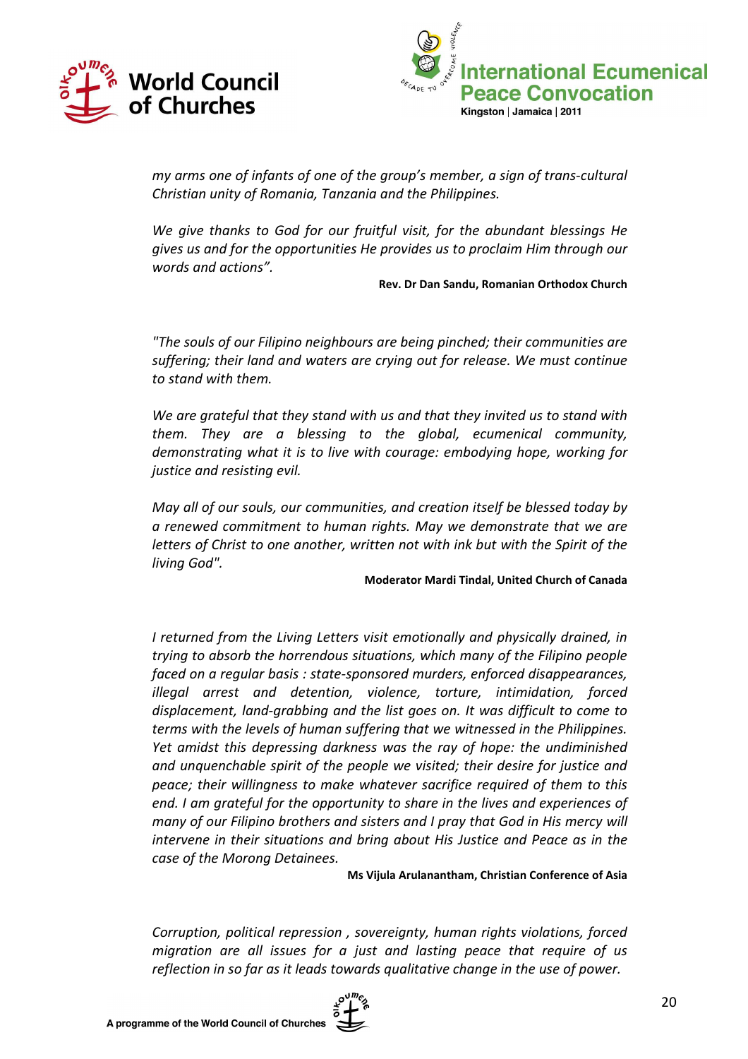*my arms one of infants of one of the group's member, a sign of trans-cultural Christian unity of Romania, Tanzania and the Philippines.*

*We give thanks to God for our fruitful visit, for the abundant blessings He gives us and for the opportunities He provides us to proclaim Him through our words and actions".*

**Rev. Dr Dan Sandu, Romanian Orthodox Church**

*"The souls of our Filipino neighbours are being pinched; their communities are suffering; their land and waters are crying out for release. We must continue to stand with them.*

*We are grateful that they stand with us and that they invited us to stand with them. They are a blessing to the global, ecumenical community, demonstrating what it is to live with courage: embodying hope, working for justice and resisting evil.*

*May all of our souls, our communities, and creation itself be blessed today by a renewed commitment to human rights. May we demonstrate that we are letters of Christ to one another, written not with ink but with the Spirit of the living God".*

**Moderator Mardi Tindal, United Church of Canada**

*I returned from the Living Letters visit emotionally and physically drained, in trying to absorb the horrendous situations, which many of the Filipino people faced on a regular basis : state-sponsored murders, enforced disappearances, illegal arrest and detention, violence, torture, intimidation, forced displacement, land-grabbing and the list goes on. It was difficult to come to terms with the levels of human suffering that we witnessed in the Philippines. Yet amidst this depressing darkness was the ray of hope: the undiminished and unquenchable spirit of the people we visited; their desire for justice and peace; their willingness to make whatever sacrifice required of them to this end. I am grateful for the opportunity to share in the lives and experiences of many of our Filipino brothers and sisters and I pray that God in His mercy will intervene in their situations and bring about His Justice and Peace as in the case of the Morong Detainees.*

**Ms Vijula Arulanantham, Christian Conference of Asia**

*Corruption, political repression , sovereignty, human rights violations, forced migration are all issues for a just and lasting peace that require of us reflection in so far as it leads towards qualitative change in the use of power.*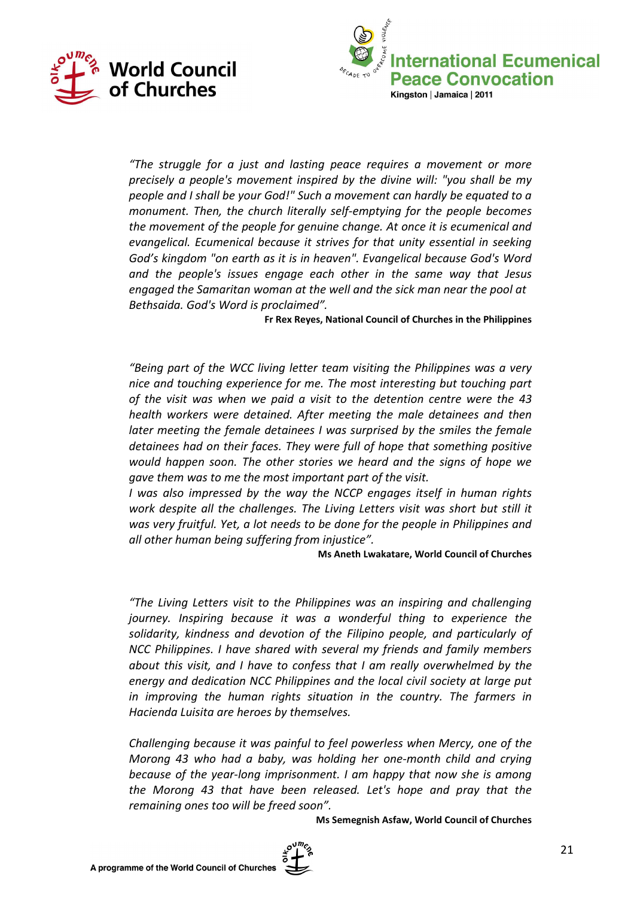*"The struggle for a just and lasting peace requires a movement or more precisely a people's movement inspired by the divine will: "you shall be my people and I shall be your God!" Such a movement can hardly be equated to a monument. Then, the church literally self-emptying for the people becomes the movement of the people for genuine change. At once it is ecumenical and evangelical. Ecumenical because it strives for that unity essential in seeking God's kingdom "on earth as it is in heaven". Evangelical because God's Word and the people's issues engage each other in the same way that Jesus engaged the Samaritan woman at the well and the sick man near the pool at Bethsaida. God's Word is proclaimed".*

**Fr Rex Reyes, National Council of Churches in the Philippines**

*"Being part of the WCC living letter team visiting the Philippines was a very nice and touching experience for me. The most interesting but touching part of the visit was when we paid a visit to the detention centre were the 43 health workers were detained. After meeting the male detainees and then later meeting the female detainees I was surprised by the smiles the female detainees had on their faces. They were full of hope that something positive would happen soon. The other stories we heard and the signs of hope we gave them was to me the most important part of the visit.*
*I was also impressed by the way the NCCP engages itself in human rights work despite all the challenges. The Living Letters visit was short but still it was very fruitful. Yet, a lot needs to be done for the people in Philippines and all other human being suffering from injustice".*

**Ms Aneth Lwakatare, World Council of Churches**

*"The Living Letters visit to the Philippines was an inspiring and challenging journey. Inspiring because it was a wonderful thing to experience the solidarity, kindness and devotion of the Filipino people, and particularly of NCC Philippines. I have shared with several my friends and family members about this visit, and I have to confess that I am really overwhelmed by the energy and dedication NCC Philippines and the local civil society at large put in improving the human rights situation in the country. The farmers in Hacienda Luisita are heroes by themselves.*

*Challenging because it was painful to feel powerless when Mercy, one of the Morong 43 who had a baby, was holding her one-month child and crying because of the year-long imprisonment. I am happy that now she is among the Morong 43 that have been released. Let's hope and pray that the remaining ones too will be freed soon".*

**Ms Semegnish Asfaw, World Council of Churches**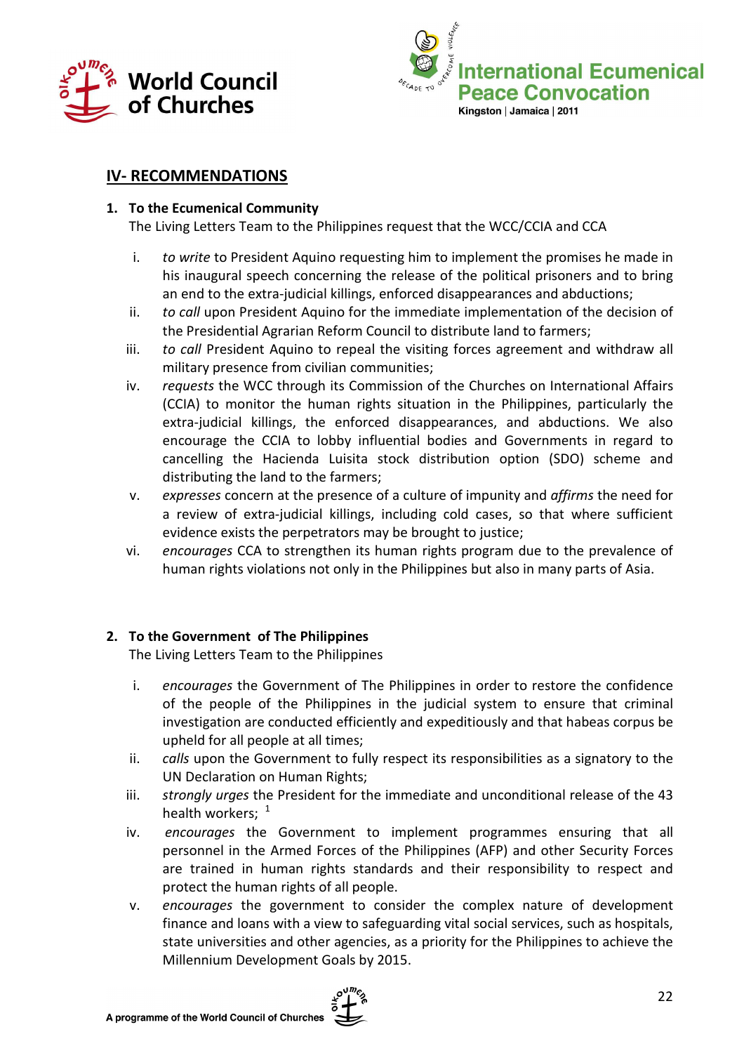## IV- RECOMMENDATIONS

**1. To the Ecumenical Community**

The Living Letters Team to the Philippines request that the WCC/CCIA and CCA

i. *to write* to President Aquino requesting him to implement the promises he made in his inaugural speech concerning the release of the political prisoners and to bring an end to the extra-judicial killings, enforced disappearances and abductions;
ii. *to call* upon President Aquino for the immediate implementation of the decision of the Presidential Agrarian Reform Council to distribute land to farmers;
iii. *to call* President Aquino to repeal the visiting forces agreement and withdraw all military presence from civilian communities;
iv. *requests* the WCC through its Commission of the Churches on International Affairs (CCIA) to monitor the human rights situation in the Philippines, particularly the extra-judicial killings, the enforced disappearances, and abductions. We also encourage the CCIA to lobby influential bodies and Governments in regard to cancelling the Hacienda Luisita stock distribution option (SDO) scheme and distributing the land to the farmers;
v. *expresses* concern at the presence of a culture of impunity and *affirms* the need for a review of extra-judicial killings, including cold cases, so that where sufficient evidence exists the perpetrators may be brought to justice;
vi. *encourages* CCA to strengthen its human rights program due to the prevalence of human rights violations not only in the Philippines but also in many parts of Asia.

**2. To the Government of The Philippines**

The Living Letters Team to the Philippines

i. *encourages* the Government of The Philippines in order to restore the confidence of the people of the Philippines in the judicial system to ensure that criminal investigation are conducted efficiently and expeditiously and that habeas corpus be upheld for all people at all times;
ii. *calls* upon the Government to fully respect its responsibilities as a signatory to the UN Declaration on Human Rights;
iii. *strongly urges* the President for the immediate and unconditional release of the 43 health workers; [1]
iv. *encourages* the Government to implement programmes ensuring that all personnel in the Armed Forces of the Philippines (AFP) and other Security Forces are trained in human rights standards and their responsibility to respect and protect the human rights of all people.
v. *encourages* the government to consider the complex nature of development finance and loans with a view to safeguarding vital social services, such as hospitals, state universities and other agencies, as a priority for the Philippines to achieve the Millennium Development Goals by 2015.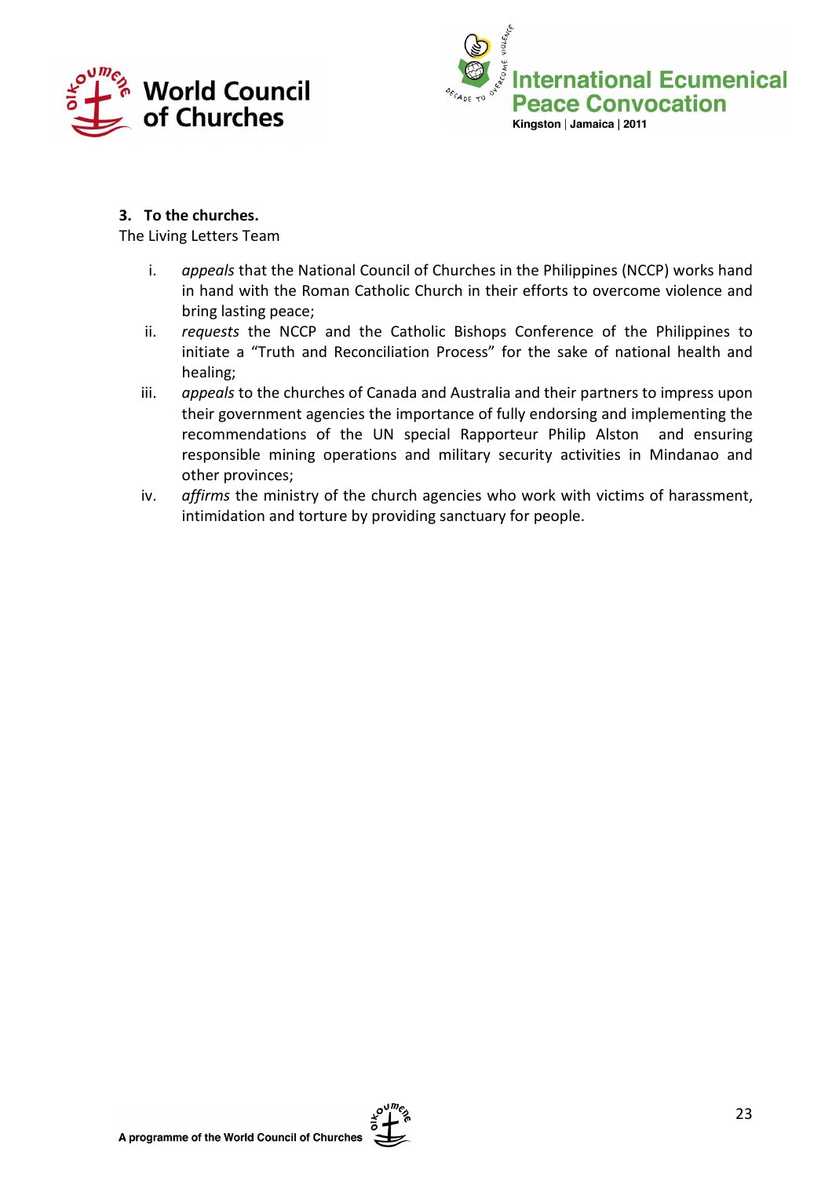**3. To the churches.**

The Living Letters Team

i. *appeals* that the National Council of Churches in the Philippines (NCCP) works hand in hand with the Roman Catholic Church in their efforts to overcome violence and bring lasting peace;

ii. *requests* the NCCP and the Catholic Bishops Conference of the Philippines to initiate a "Truth and Reconciliation Process" for the sake of national health and healing;

iii. *appeals* to the churches of Canada and Australia and their partners to impress upon their government agencies the importance of fully endorsing and implementing the recommendations of the UN special Rapporteur Philip Alston and ensuring responsible mining operations and military security activities in Mindanao and other provinces;

iv. *affirms* the ministry of the church agencies who work with victims of harassment, intimidation and torture by providing sanctuary for people.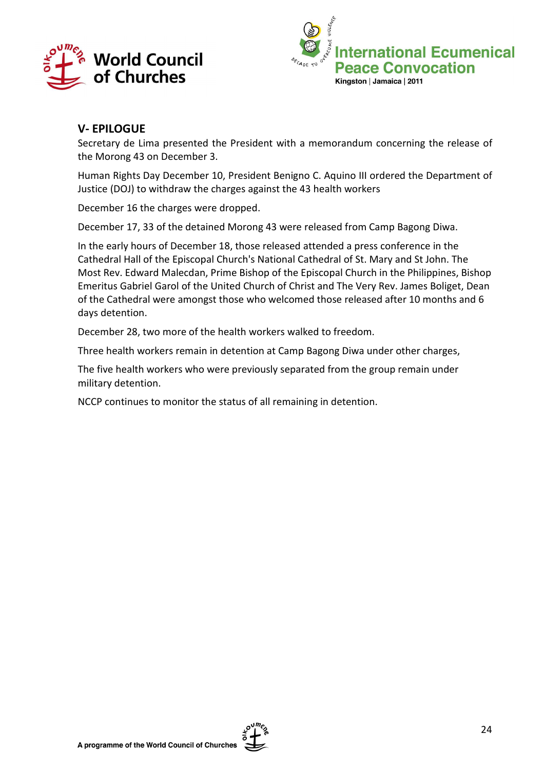## V- EPILOGUE

Secretary de Lima presented the President with a memorandum concerning the release of the Morong 43 on December 3.

Human Rights Day December 10, President Benigno C. Aquino III ordered the Department of Justice (DOJ) to withdraw the charges against the 43 health workers

December 16 the charges were dropped.

December 17, 33 of the detained Morong 43 were released from Camp Bagong Diwa.

In the early hours of December 18, those released attended a press conference in the Cathedral Hall of the Episcopal Church's National Cathedral of St. Mary and St John. The Most Rev. Edward Malecdan, Prime Bishop of the Episcopal Church in the Philippines, Bishop Emeritus Gabriel Garol of the United Church of Christ and The Very Rev. James Boliget, Dean of the Cathedral were amongst those who welcomed those released after 10 months and 6 days detention.

December 28, two more of the health workers walked to freedom.

Three health workers remain in detention at Camp Bagong Diwa under other charges,

The five health workers who were previously separated from the group remain under military detention.

NCCP continues to monitor the status of all remaining in detention.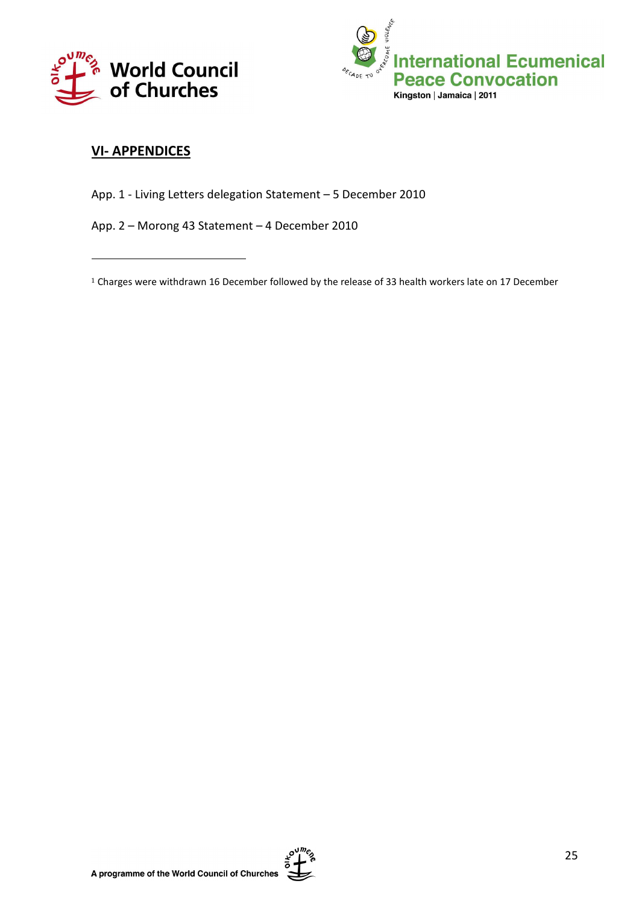## VI- APPENDICES

App. 1 - Living Letters delegation Statement – 5 December 2010

App. 2 – Morong 43 Statement – 4 December 2010

---

[1] Charges were withdrawn 16 December followed by the release of 33 health workers late on 17 December